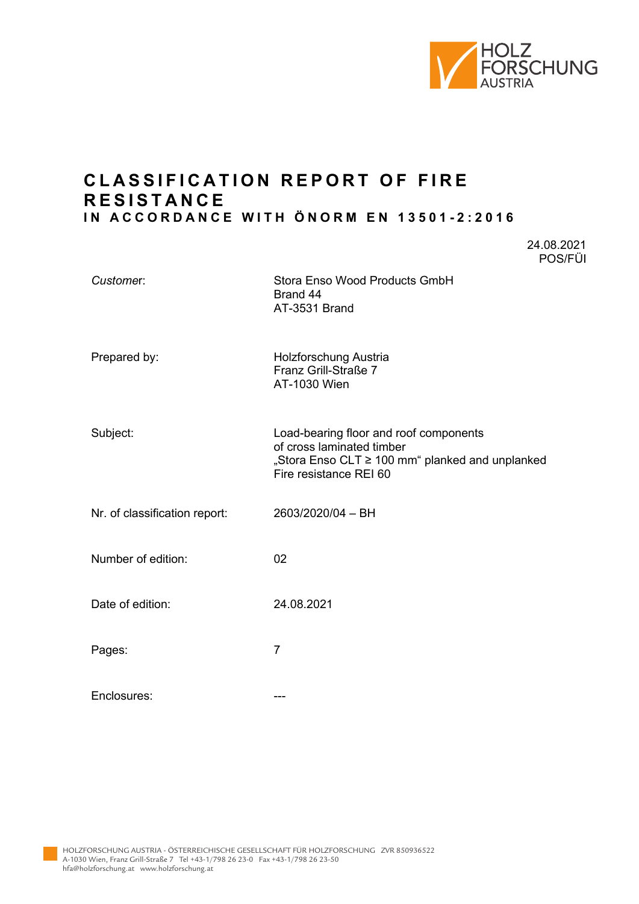# CLASSIFICATION REPORT OF FIRE RESISTANCE

## IN ACCORDANCE WITH ÖNORM EN 13501-2:2016

24.08.2021
POS/FÜI

| | |
|---|---|
| *Customer*: | Stora Enso Wood Products GmbH<br>Brand 44<br>AT-3531 Brand |
| Prepared by: | Holzforschung Austria<br>Franz Grill-Straße 7<br>AT-1030 Wien |
| Subject: | Load-bearing floor and roof components of cross laminated timber „Stora Enso CLT ≥ 100 mm" planked and unplanked<br>Fire resistance REI 60 |
| Nr. of classification report: | 2603/2020/04 – BH |
| Number of edition: | 02 |
| Date of edition: | 24.08.2021 |
| Pages: | 7 |
| Enclosures: | --- |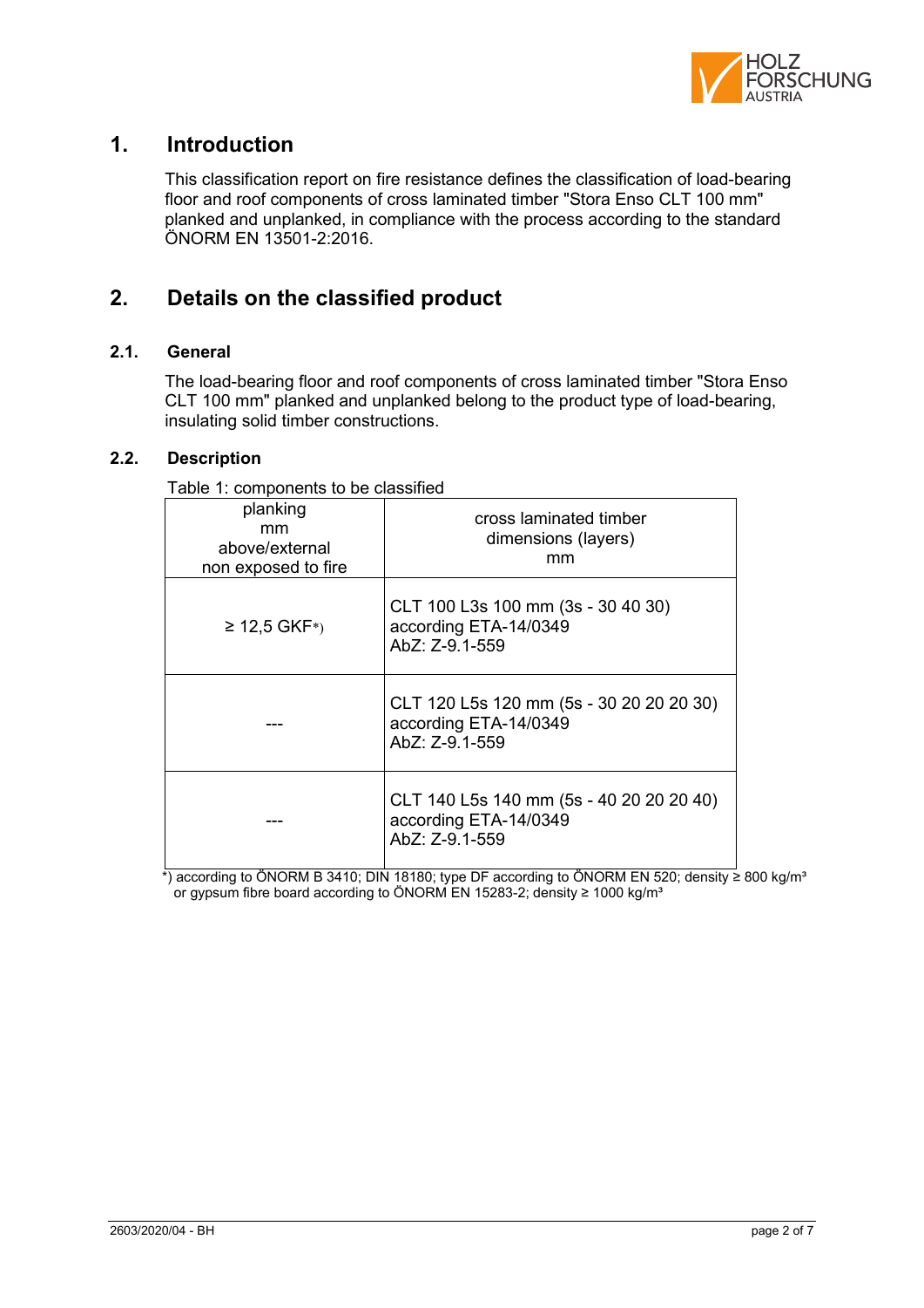# 1. Introduction

This classification report on fire resistance defines the classification of load-bearing floor and roof components of cross laminated timber "Stora Enso CLT 100 mm" planked and unplanked, in compliance with the process according to the standard ÖNORM EN 13501-2:2016.

# 2. Details on the classified product

## 2.1. General

The load-bearing floor and roof components of cross laminated timber "Stora Enso CLT 100 mm" planked and unplanked belong to the product type of load-bearing, insulating solid timber constructions.

## 2.2. Description

Table 1: components to be classified

| planking mm above/external non exposed to fire | cross laminated timber dimensions (layers) mm |
|---|---|
| ≥ 12,5 GKF*) | CLT 100 L3s 100 mm (3s - 30 40 30) according ETA-14/0349 AbZ: Z-9.1-559 |
| --- | CLT 120 L5s 120 mm (5s - 30 20 20 20 30) according ETA-14/0349 AbZ: Z-9.1-559 |
| --- | CLT 140 L5s 140 mm (5s - 40 20 20 20 40) according ETA-14/0349 AbZ: Z-9.1-559 |

*) according to ÖNORM B 3410; DIN 18180; type DF according to ÖNORM EN 520; density ≥ 800 kg/m³ or gypsum fibre board according to ÖNORM EN 15283-2; density ≥ 1000 kg/m³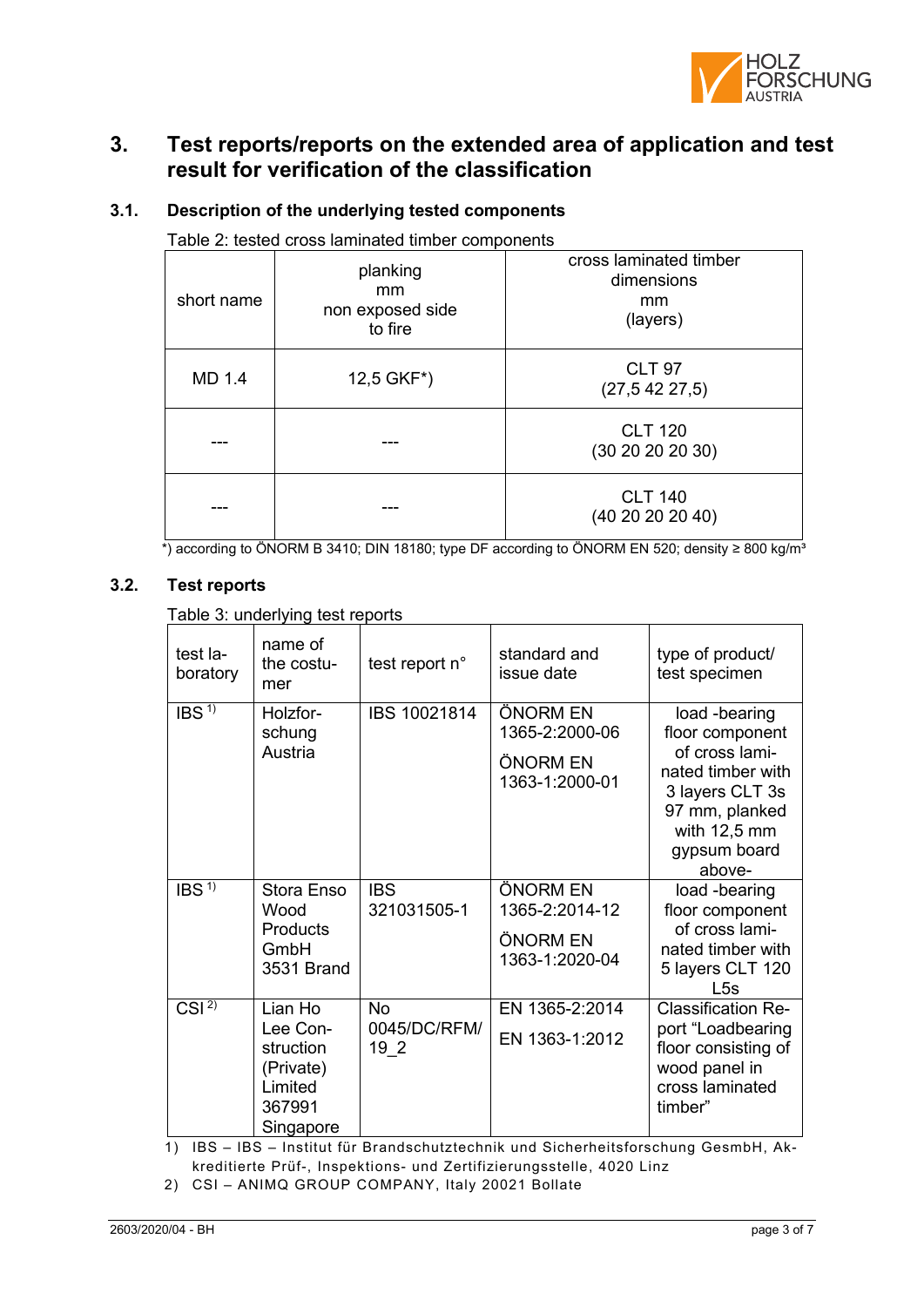## 3. Test reports/reports on the extended area of application and test result for verification of the classification

### 3.1. Description of the underlying tested components

Table 2: tested cross laminated timber components

| short name | planking mm non exposed side to fire | cross laminated timber dimensions mm (layers) |
|---|---|---|
| MD 1.4 | 12,5 GKF*) | CLT 97 (27,5 42 27,5) |
| --- | --- | CLT 120 (30 20 20 20 30) |
| --- | --- | CLT 140 (40 20 20 20 40) |

*) according to ÖNORM B 3410; DIN 18180; type DF according to ÖNORM EN 520; density ≥ 800 kg/m³

### 3.2. Test reports

Table 3: underlying test reports

| test laboratory | name of the costumer | test report n° | standard and issue date | type of product/ test specimen |
|---|---|---|---|---|
| IBS [1] | Holzforschung Austria | IBS 10021814 | ÖNORM EN 1365-2:2000-06<br>ÖNORM EN 1363-1:2000-01 | load -bearing floor component of cross laminated timber with 3 layers CLT 3s 97 mm, planked with 12,5 mm gypsum board above- |
| IBS [1] | Stora Enso Wood Products GmbH 3531 Brand | IBS 321031505-1 | ÖNORM EN 1365-2:2014-12<br>ÖNORM EN 1363-1:2020-04 | load -bearing floor component of cross laminated timber with 5 layers CLT 120 L5s |
| CSI [2] | Lian Ho Lee Construction (Private) Limited 367991 Singapore | No 0045/DC/RFM/ 19_2 | EN 1365-2:2014<br>EN 1363-1:2012 | Classification Report "Loadbearing floor consisting of wood panel in cross laminated timber" |

1) IBS – IBS – Institut für Brandschutztechnik und Sicherheitsforschung GesmbH, Akkreditierte Prüf-, Inspektions- und Zertifizierungsstelle, 4020 Linz

2) CSI – ANIMQ GROUP COMPANY, Italy 20021 Bollate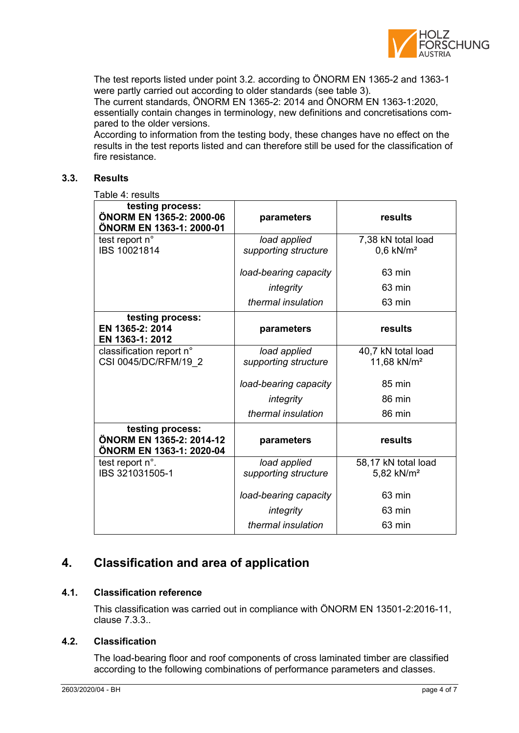The test reports listed under point 3.2. according to ÖNORM EN 1365-2 and 1363-1 were partly carried out according to older standards (see table 3).
The current standards, ÖNORM EN 1365-2: 2014 and ÖNORM EN 1363-1:2020, essentially contain changes in terminology, new definitions and concretisations compared to the older versions.
According to information from the testing body, these changes have no effect on the results in the test reports listed and can therefore still be used for the classification of fire resistance.

### 3.3. Results

Table 4: results

| **testing process:**<br>**ÖNORM EN 1365-2: 2000-06**<br>**ÖNORM EN 1363-1: 2000-01** | **parameters** | **results** |
|---|---|---|
| test report n°<br>IBS 10021814 | *load applied*<br>*supporting structure* | 7,38 kN total load<br>0,6 kN/m² |
| | *load-bearing capacity* | 63 min |
| | *integrity* | 63 min |
| | *thermal insulation* | 63 min |
| **testing process:**<br>**EN 1365-2: 2014**<br>**EN 1363-1: 2012** | **parameters** | **results** |
| classification report n°<br>CSI 0045/DC/RFM/19_2 | *load applied*<br>*supporting structure* | 40,7 kN total load<br>11,68 kN/m² |
| | *load-bearing capacity* | 85 min |
| | *integrity* | 86 min |
| | *thermal insulation* | 86 min |
| **testing process:**<br>**ÖNORM EN 1365-2: 2014-12**<br>**ÖNORM EN 1363-1: 2020-04** | **parameters** | **results** |
| test report n°.<br>IBS 321031505-1 | *load applied*<br>*supporting structure* | 58,17 kN total load<br>5,82 kN/m² |
| | *load-bearing capacity* | 63 min |
| | *integrity* | 63 min |
| | *thermal insulation* | 63 min |

## 4. Classification and area of application

### 4.1. Classification reference

This classification was carried out in compliance with ÖNORM EN 13501-2:2016-11, clause 7.3.3..

### 4.2. Classification

The load-bearing floor and roof components of cross laminated timber are classified according to the following combinations of performance parameters and classes.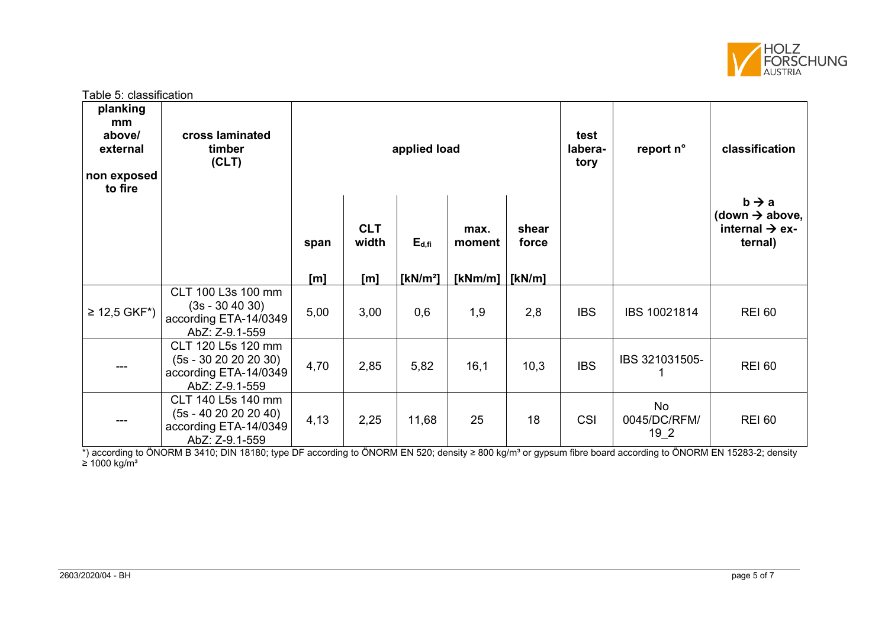Table 5: classification

| planking mm above/ external non exposed to fire | cross laminated timber (CLT) | applied load | | | | | test labera-tory | report n° | classification |
|---|---|---|---|---|---|---|---|---|---|
| | | span [m] | CLT width [m] | $E_{d,fi}$ [kN/m²] | max. moment [kNm/m] | shear force [kN/m] | | | b → a (down → above, internal → ex-ternal) |
| ≥ 12,5 GKF*) | CLT 100 L3s 100 mm (3s - 30 40 30) according ETA-14/0349 AbZ: Z-9.1-559 | 5,00 | 3,00 | 0,6 | 1,9 | 2,8 | IBS | IBS 10021814 | REI 60 |
| --- | CLT 120 L5s 120 mm (5s - 30 20 20 20 30) according ETA-14/0349 AbZ: Z-9.1-559 | 4,70 | 2,85 | 5,82 | 16,1 | 10,3 | IBS | IBS 321031505-1 | REI 60 |
| --- | CLT 140 L5s 140 mm (5s - 40 20 20 20 40) according ETA-14/0349 AbZ: Z-9.1-559 | 4,13 | 2,25 | 11,68 | 25 | 18 | CSI | No 0045/DC/RFM/19_2 | REI 60 |

*) according to ÖNORM B 3410; DIN 18180; type DF according to ÖNORM EN 520; density ≥ 800 kg/m³ or gypsum fibre board according to ÖNORM EN 15283-2; density ≥ 1000 kg/m³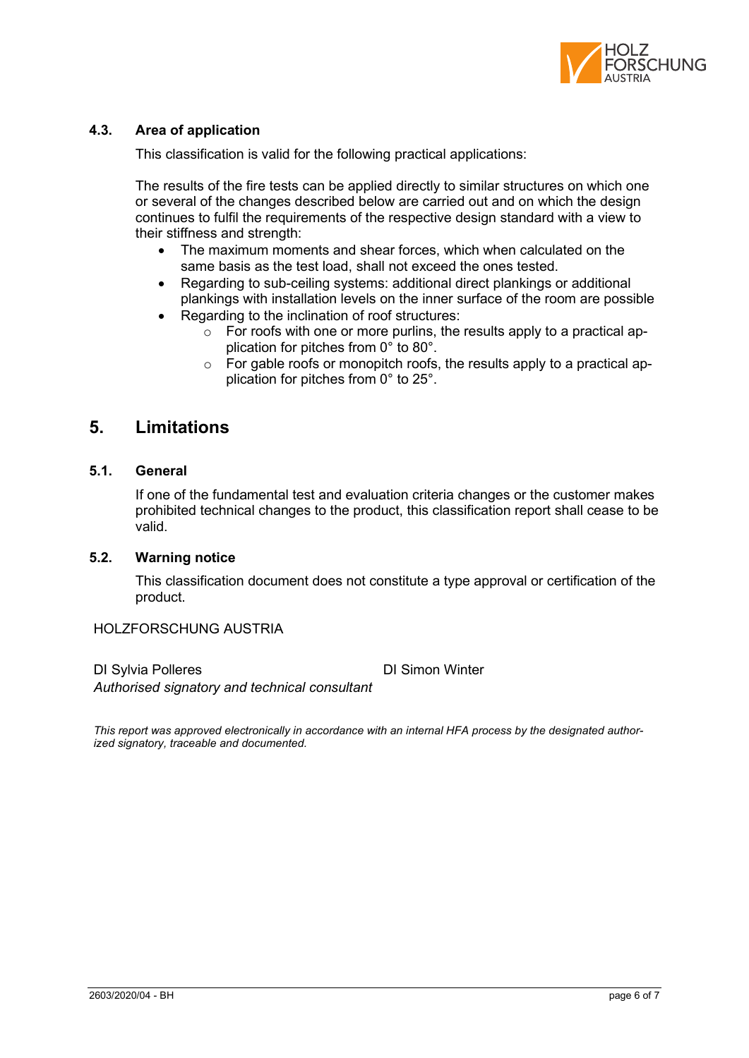### 4.3. Area of application

This classification is valid for the following practical applications:

The results of the fire tests can be applied directly to similar structures on which one or several of the changes described below are carried out and on which the design continues to fulfil the requirements of the respective design standard with a view to their stiffness and strength:

- The maximum moments and shear forces, which when calculated on the same basis as the test load, shall not exceed the ones tested.
- Regarding to sub-ceiling systems: additional direct plankings or additional plankings with installation levels on the inner surface of the room are possible
- Regarding to the inclination of roof structures:
  - For roofs with one or more purlins, the results apply to a practical application for pitches from 0° to 80°.
  - For gable roofs or monopitch roofs, the results apply to a practical application for pitches from 0° to 25°.

## 5. Limitations

### 5.1. General

If one of the fundamental test and evaluation criteria changes or the customer makes prohibited technical changes to the product, this classification report shall cease to be valid.

### 5.2. Warning notice

This classification document does not constitute a type approval or certification of the product.

HOLZFORSCHUNG AUSTRIA

DI Sylvia Polleres
*Authorised signatory and technical consultant*

DI Simon Winter

*This report was approved electronically in accordance with an internal HFA process by the designated authorized signatory, traceable and documented.*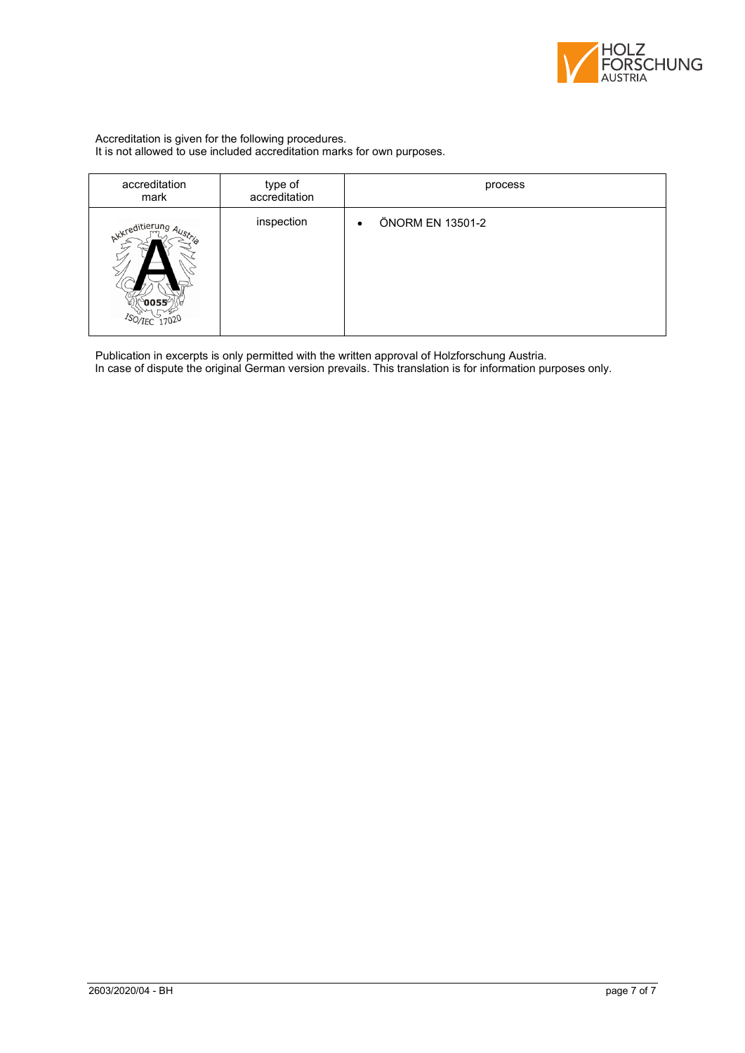Accreditation is given for the following procedures.
It is not allowed to use included accreditation marks for own purposes.

| accreditation mark | type of accreditation | process |
| --- | --- | --- |
| Akkreditierung Austria 0055 ISO/IEC 17020 | inspection | • ÖNORM EN 13501-2 |

Publication in excerpts is only permitted with the written approval of Holzforschung Austria.
In case of dispute the original German version prevails. This translation is for information purposes only.